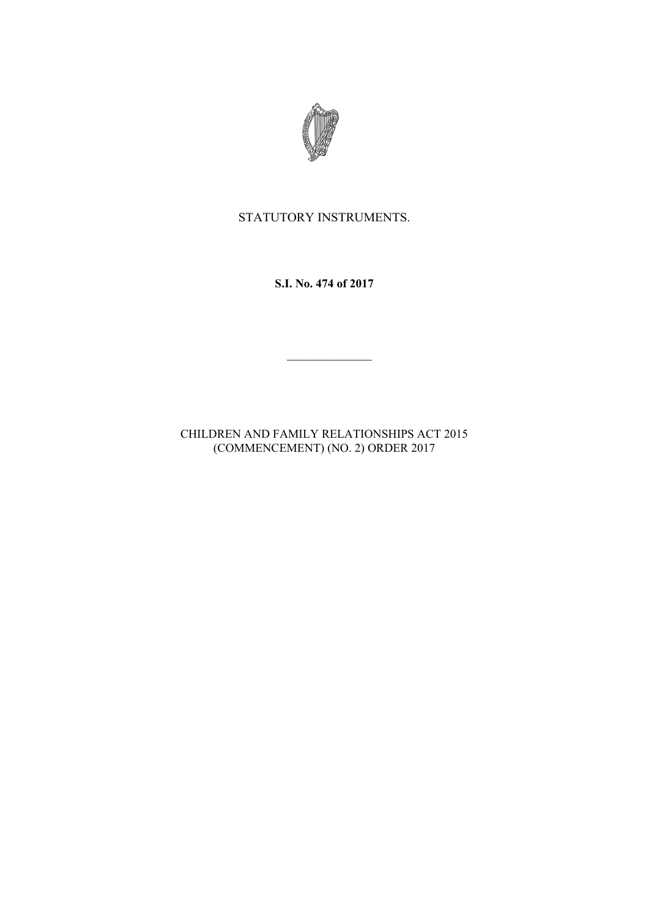STATUTORY INSTRUMENTS.

**S.I. No. 474 of 2017**

———————

CHILDREN AND FAMILY RELATIONSHIPS ACT 2015 (COMMENCEMENT) (NO. 2) ORDER 2017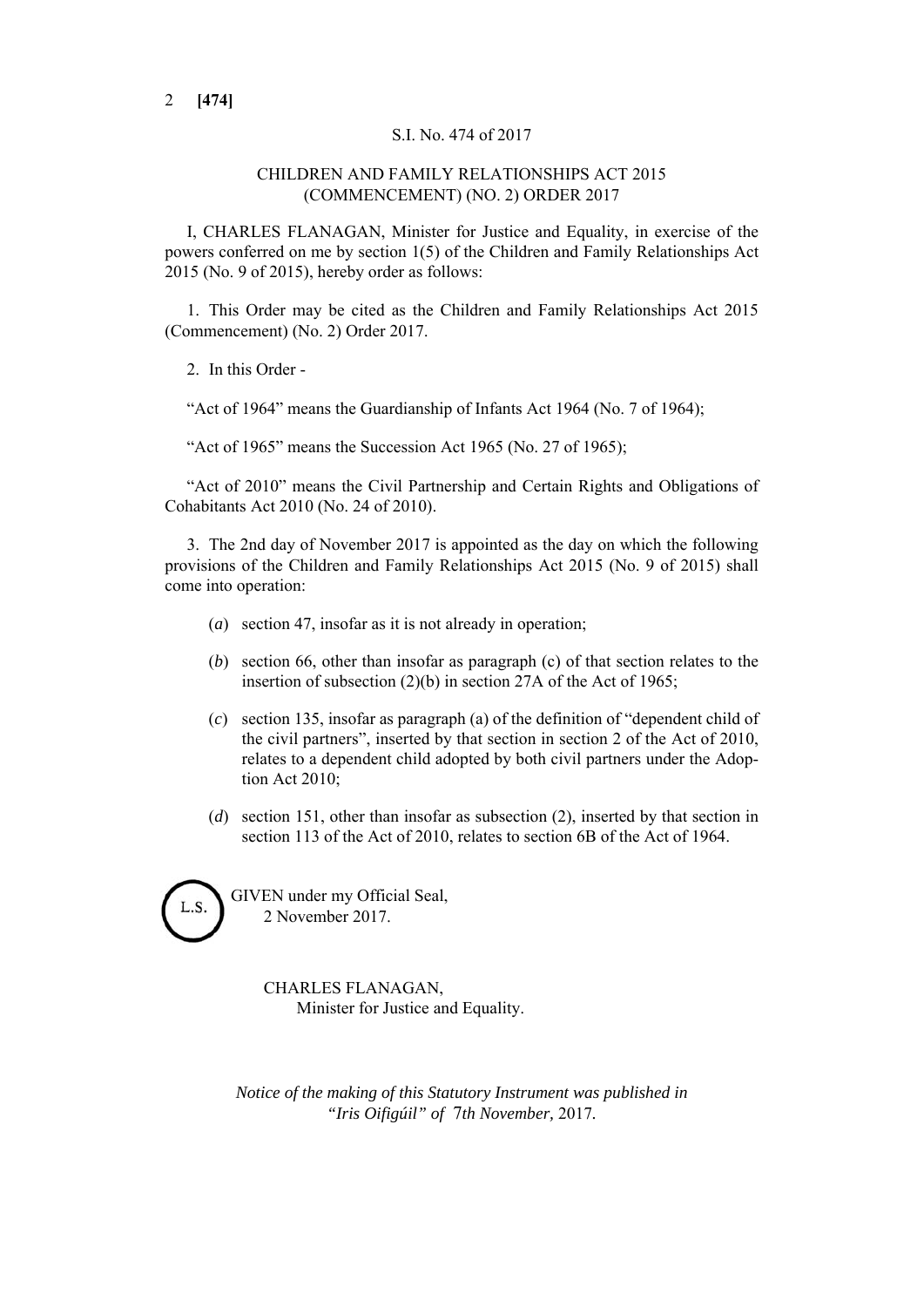S.I. No. 474 of 2017

CHILDREN AND FAMILY RELATIONSHIPS ACT 2015 (COMMENCEMENT) (NO. 2) ORDER 2017

I, CHARLES FLANAGAN, Minister for Justice and Equality, in exercise of the powers conferred on me by section 1(5) of the Children and Family Relationships Act 2015 (No. 9 of 2015), hereby order as follows:

1. This Order may be cited as the Children and Family Relationships Act 2015 (Commencement) (No. 2) Order 2017.

2. In this Order -

"Act of 1964" means the Guardianship of Infants Act 1964 (No. 7 of 1964);

"Act of 1965" means the Succession Act 1965 (No. 27 of 1965);

"Act of 2010" means the Civil Partnership and Certain Rights and Obligations of Cohabitants Act 2010 (No. 24 of 2010).

3. The 2nd day of November 2017 is appointed as the day on which the following provisions of the Children and Family Relationships Act 2015 (No. 9 of 2015) shall come into operation:

(*a*) section 47, insofar as it is not already in operation;

(*b*) section 66, other than insofar as paragraph (c) of that section relates to the insertion of subsection (2)(b) in section 27A of the Act of 1965;

(*c*) section 135, insofar as paragraph (a) of the definition of "dependent child of the civil partners", inserted by that section in section 2 of the Act of 2010, relates to a dependent child adopted by both civil partners under the Adoption Act 2010;

(*d*) section 151, other than insofar as subsection (2), inserted by that section in section 113 of the Act of 2010, relates to section 6B of the Act of 1964.

L.S.

GIVEN under my Official Seal,
2 November 2017.

CHARLES FLANAGAN,
Minister for Justice and Equality.

*Notice of the making of this Statutory Instrument was published in "Iris Oifigúil" of 7th November,* 2017.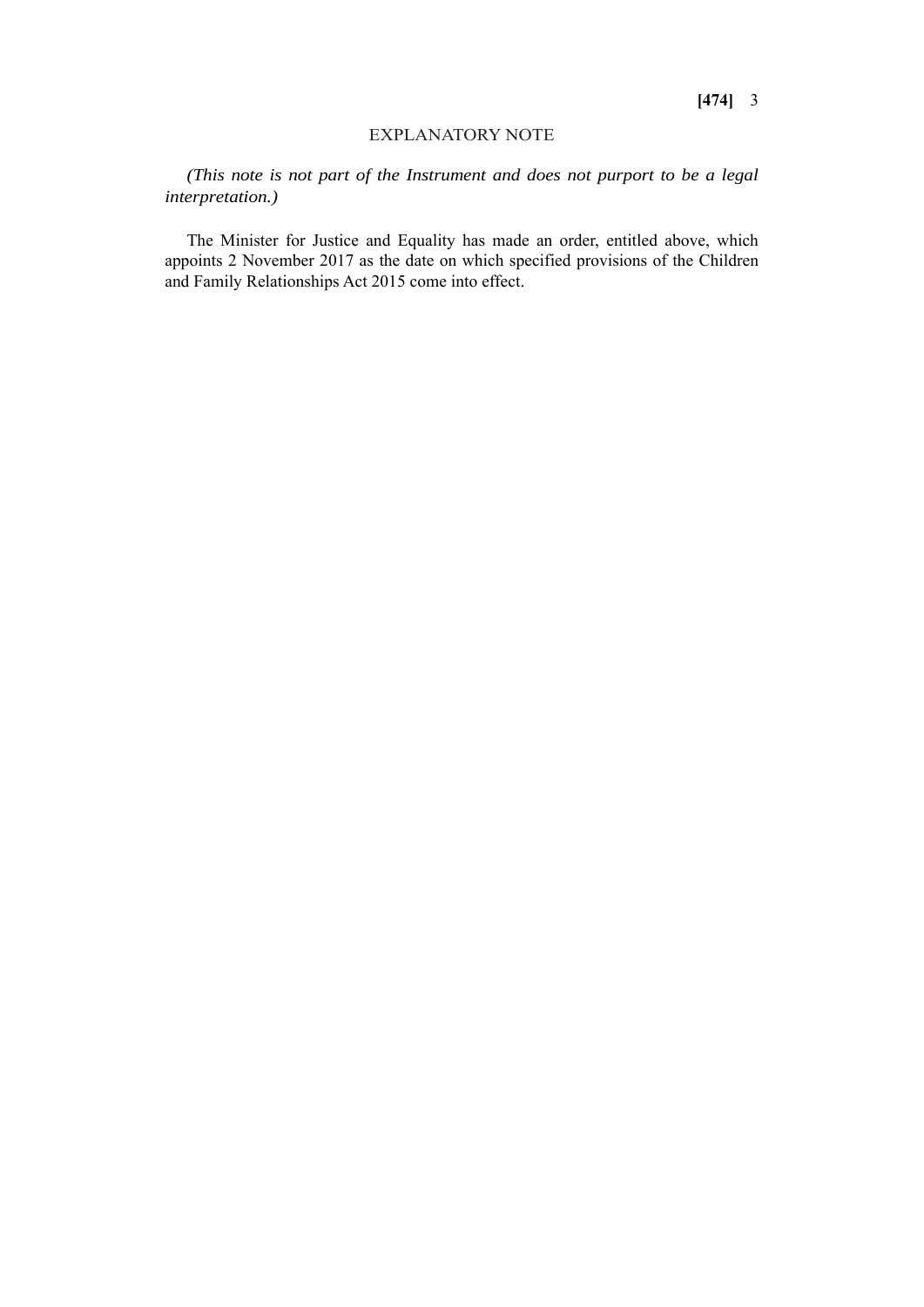## EXPLANATORY NOTE

*(This note is not part of the Instrument and does not purport to be a legal interpretation.)*

The Minister for Justice and Equality has made an order, entitled above, which appoints 2 November 2017 as the date on which specified provisions of the Children and Family Relationships Act 2015 come into effect.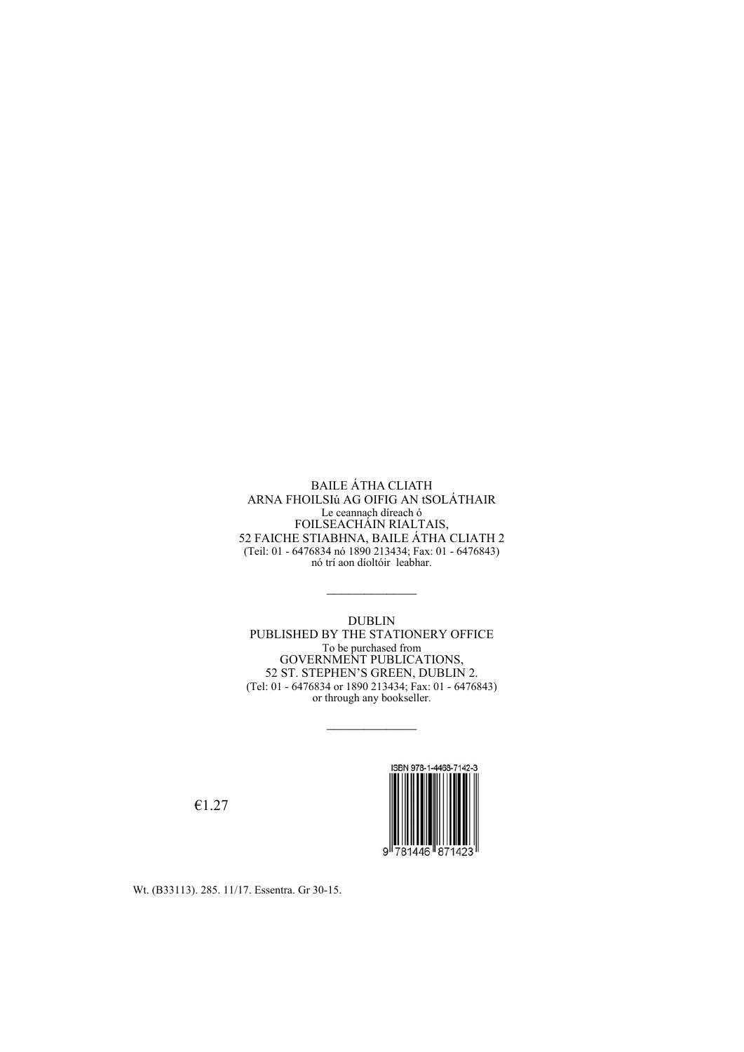BAILE ÁTHA CLIATH
ARNA FHOILSIú AG OIFIG AN tSOLÁTHAIR
Le ceannach díreach ó
FOILSEACHÁIN RIALTAIS,
52 FAICHE STIABHNA, BAILE ÁTHA CLIATH 2
(Teil: 01 - 6476834 nó 1890 213434; Fax: 01 - 6476843)
nó trí aon díoltóir leabhar.

---

DUBLIN
PUBLISHED BY THE STATIONERY OFFICE
To be purchased from
GOVERNMENT PUBLICATIONS,
52 ST. STEPHEN'S GREEN, DUBLIN 2.
(Tel: 01 - 6476834 or 1890 213434; Fax: 01 - 6476843)
or through any bookseller.

---

€1.27

ISBN 978-1-4468-7142-3

9 781446 871423

Wt. (B33113). 285. 11/17. Essentra. Gr 30-15.